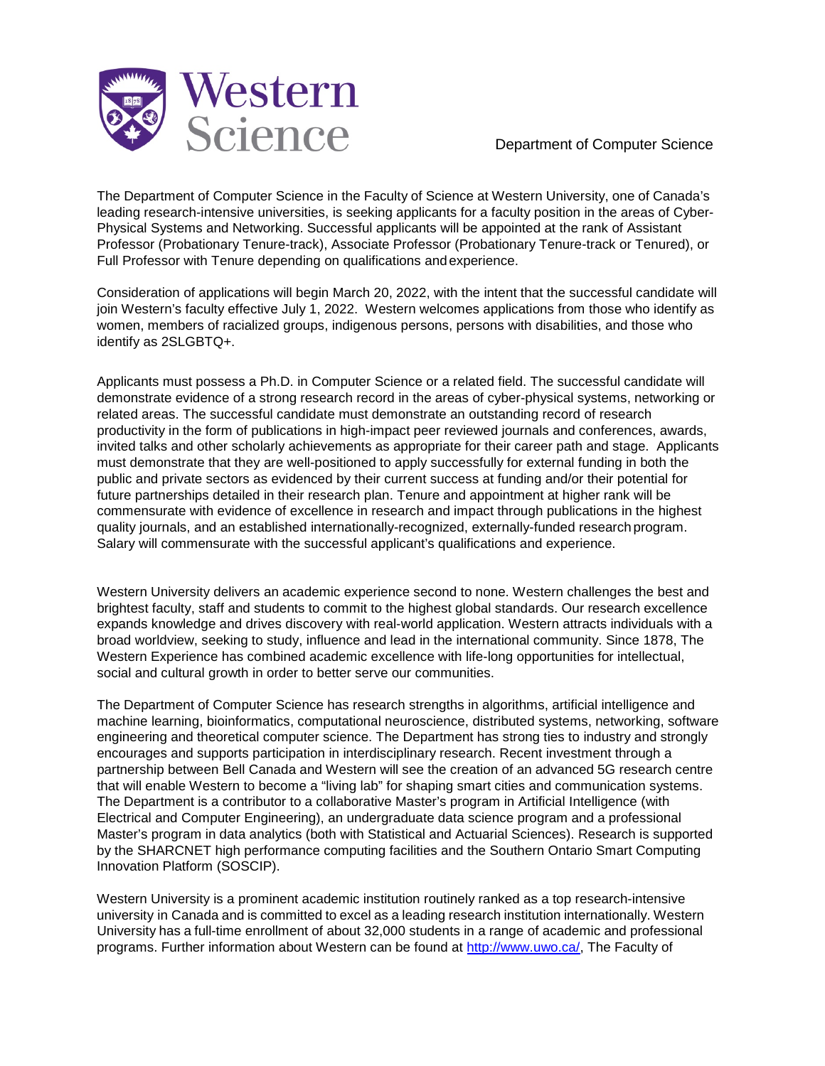# Western Science

Department of Computer Science

The Department of Computer Science in the Faculty of Science at Western University, one of Canada's leading research-intensive universities, is seeking applicants for a faculty position in the areas of Cyber-Physical Systems and Networking. Successful applicants will be appointed at the rank of Assistant Professor (Probationary Tenure-track), Associate Professor (Probationary Tenure-track or Tenured), or Full Professor with Tenure depending on qualifications and experience.

Consideration of applications will begin March 20, 2022, with the intent that the successful candidate will join Western's faculty effective July 1, 2022. Western welcomes applications from those who identify as women, members of racialized groups, indigenous persons, persons with disabilities, and those who identify as 2SLGBTQ+.

Applicants must possess a Ph.D. in Computer Science or a related field. The successful candidate will demonstrate evidence of a strong research record in the areas of cyber-physical systems, networking or related areas. The successful candidate must demonstrate an outstanding record of research productivity in the form of publications in high-impact peer reviewed journals and conferences, awards, invited talks and other scholarly achievements as appropriate for their career path and stage. Applicants must demonstrate that they are well-positioned to apply successfully for external funding in both the public and private sectors as evidenced by their current success at funding and/or their potential for future partnerships detailed in their research plan. Tenure and appointment at higher rank will be commensurate with evidence of excellence in research and impact through publications in the highest quality journals, and an established internationally-recognized, externally-funded research program. Salary will commensurate with the successful applicant's qualifications and experience.

Western University delivers an academic experience second to none. Western challenges the best and brightest faculty, staff and students to commit to the highest global standards. Our research excellence expands knowledge and drives discovery with real-world application. Western attracts individuals with a broad worldview, seeking to study, influence and lead in the international community. Since 1878, The Western Experience has combined academic excellence with life-long opportunities for intellectual, social and cultural growth in order to better serve our communities.

The Department of Computer Science has research strengths in algorithms, artificial intelligence and machine learning, bioinformatics, computational neuroscience, distributed systems, networking, software engineering and theoretical computer science. The Department has strong ties to industry and strongly encourages and supports participation in interdisciplinary research. Recent investment through a partnership between Bell Canada and Western will see the creation of an advanced 5G research centre that will enable Western to become a "living lab" for shaping smart cities and communication systems. The Department is a contributor to a collaborative Master's program in Artificial Intelligence (with Electrical and Computer Engineering), an undergraduate data science program and a professional Master's program in data analytics (both with Statistical and Actuarial Sciences). Research is supported by the SHARCNET high performance computing facilities and the Southern Ontario Smart Computing Innovation Platform (SOSCIP).

Western University is a prominent academic institution routinely ranked as a top research-intensive university in Canada and is committed to excel as a leading research institution internationally. Western University has a full-time enrollment of about 32,000 students in a range of academic and professional programs. Further information about Western can be found at http://www.uwo.ca/, The Faculty of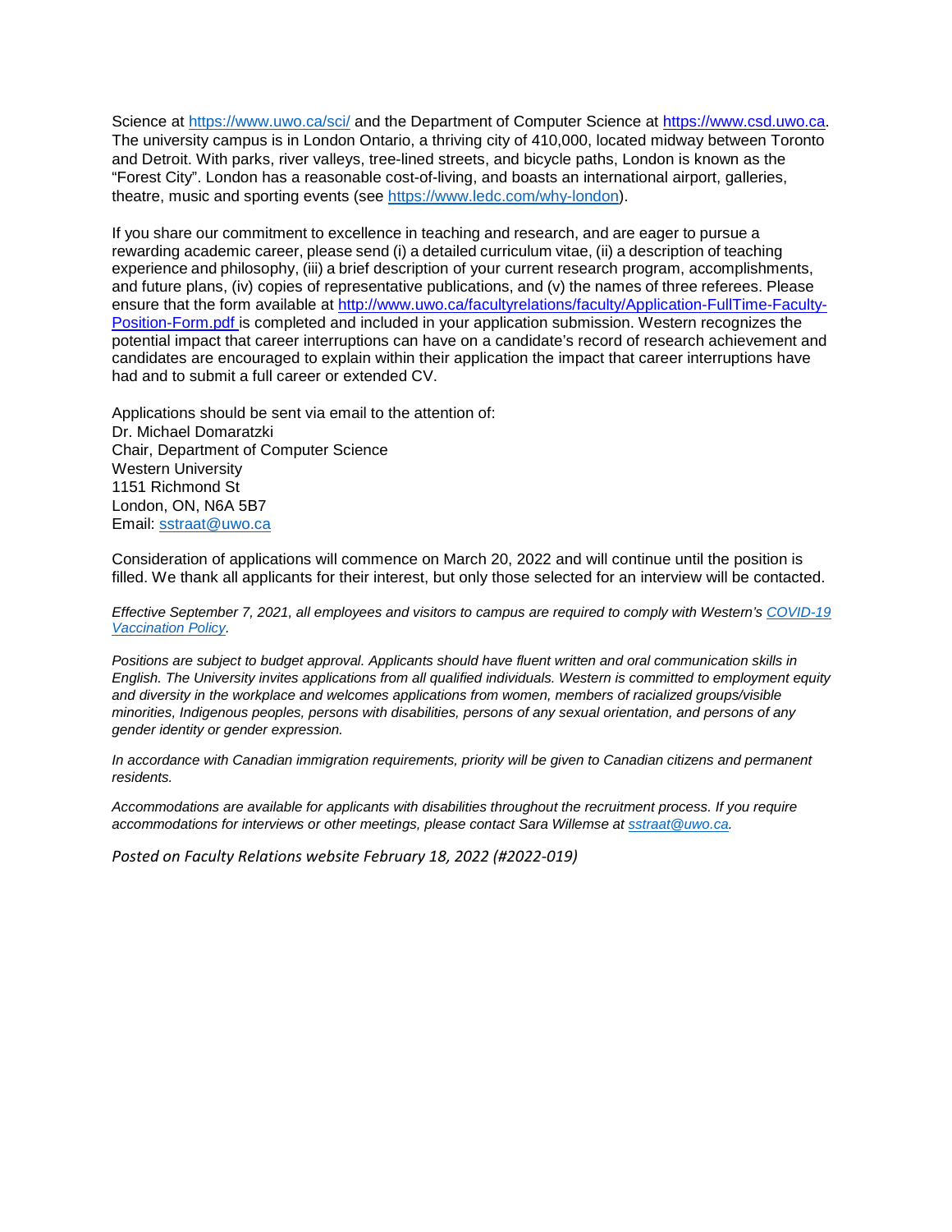Science at https://www.uwo.ca/sci/ and the Department of Computer Science at https://www.csd.uwo.ca. The university campus is in London Ontario, a thriving city of 410,000, located midway between Toronto and Detroit. With parks, river valleys, tree-lined streets, and bicycle paths, London is known as the "Forest City". London has a reasonable cost-of-living, and boasts an international airport, galleries, theatre, music and sporting events (see https://www.ledc.com/why-london).

If you share our commitment to excellence in teaching and research, and are eager to pursue a rewarding academic career, please send (i) a detailed curriculum vitae, (ii) a description of teaching experience and philosophy, (iii) a brief description of your current research program, accomplishments, and future plans, (iv) copies of representative publications, and (v) the names of three referees. Please ensure that the form available at http://www.uwo.ca/facultyrelations/faculty/Application-FullTime-Faculty-Position-Form.pdf is completed and included in your application submission. Western recognizes the potential impact that career interruptions can have on a candidate's record of research achievement and candidates are encouraged to explain within their application the impact that career interruptions have had and to submit a full career or extended CV.

Applications should be sent via email to the attention of:
Dr. Michael Domaratzki
Chair, Department of Computer Science
Western University
1151 Richmond St
London, ON, N6A 5B7
Email: sstraat@uwo.ca

Consideration of applications will commence on March 20, 2022 and will continue until the position is filled. We thank all applicants for their interest, but only those selected for an interview will be contacted.

*Effective September 7, 2021, all employees and visitors to campus are required to comply with Western's COVID-19 Vaccination Policy.*

*Positions are subject to budget approval. Applicants should have fluent written and oral communication skills in English. The University invites applications from all qualified individuals. Western is committed to employment equity and diversity in the workplace and welcomes applications from women, members of racialized groups/visible minorities, Indigenous peoples, persons with disabilities, persons of any sexual orientation, and persons of any gender identity or gender expression.*

*In accordance with Canadian immigration requirements, priority will be given to Canadian citizens and permanent residents.*

*Accommodations are available for applicants with disabilities throughout the recruitment process. If you require accommodations for interviews or other meetings, please contact Sara Willemse at sstraat@uwo.ca.*

*Posted on Faculty Relations website February 18, 2022 (#2022-019)*